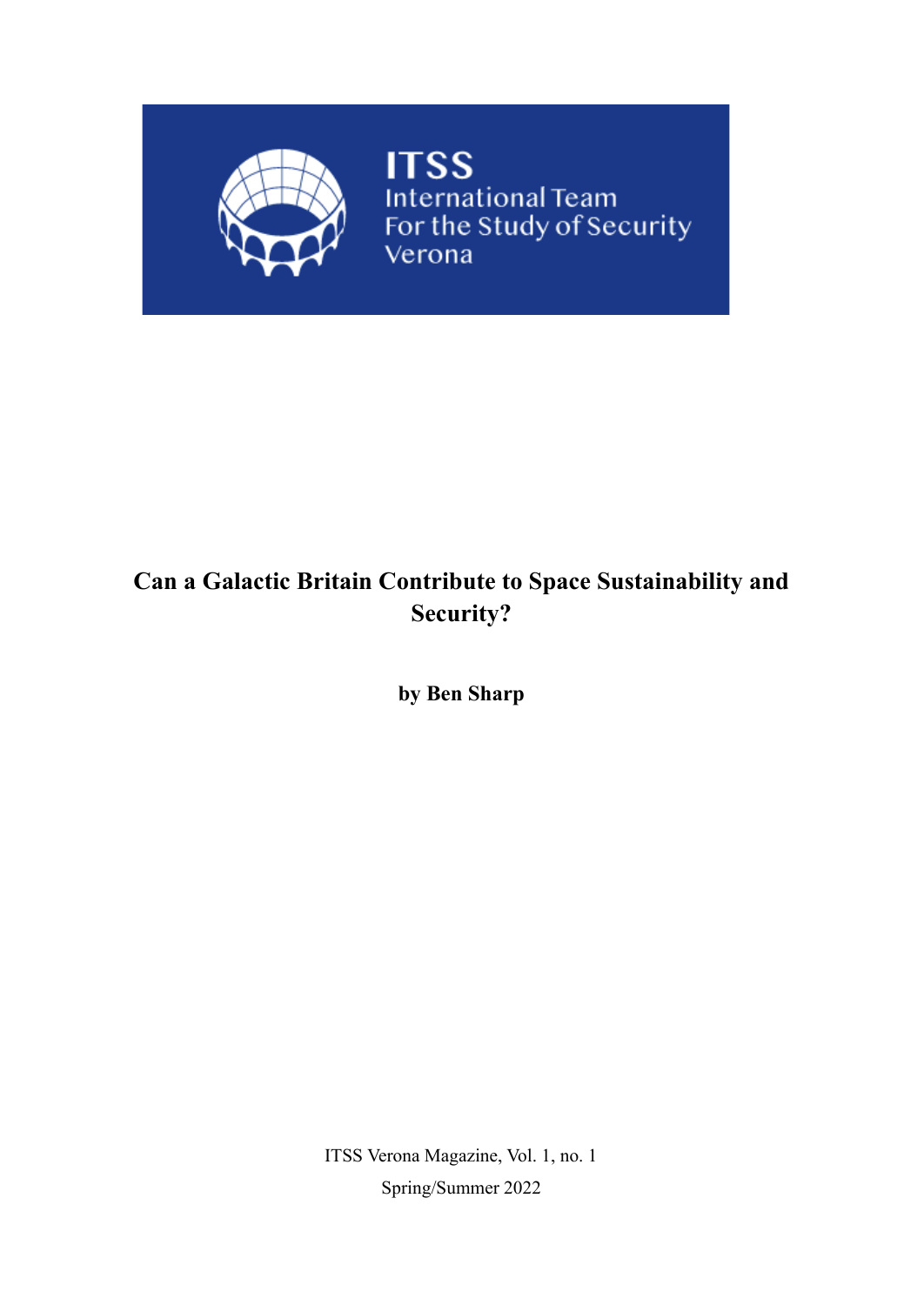ITSS

International Team
For the Study of Security
Verona

# Can a Galactic Britain Contribute to Space Sustainability and Security?

**by Ben Sharp**

ITSS Verona Magazine, Vol. 1, no. 1

Spring/Summer 2022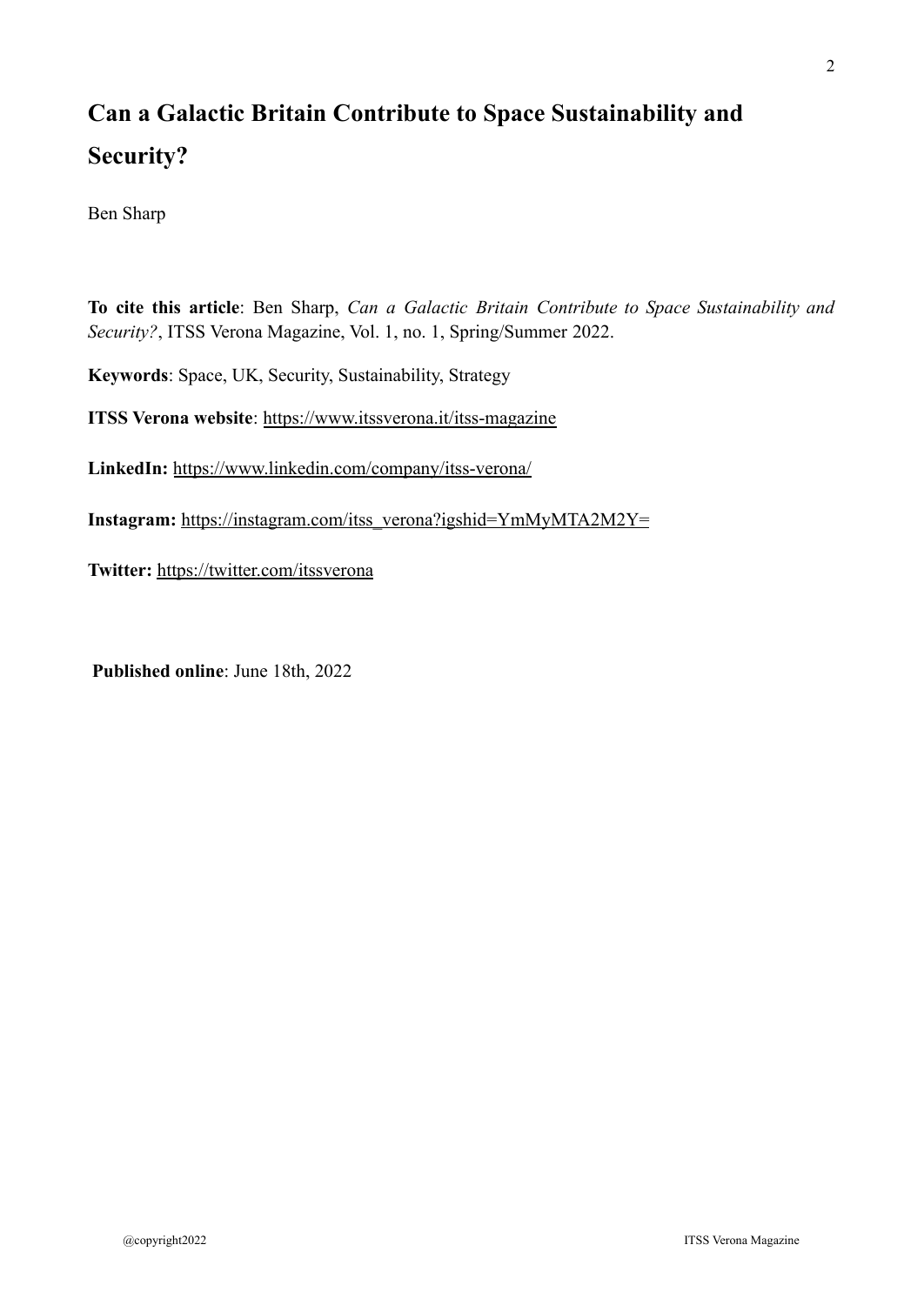# Can a Galactic Britain Contribute to Space Sustainability and Security?

Ben Sharp

**To cite this article**: Ben Sharp, *Can a Galactic Britain Contribute to Space Sustainability and Security?*, ITSS Verona Magazine, Vol. 1, no. 1, Spring/Summer 2022.

**Keywords**: Space, UK, Security, Sustainability, Strategy

**ITSS Verona website**: https://www.itssverona.it/itss-magazine

**LinkedIn:** https://www.linkedin.com/company/itss-verona/

**Instagram:** https://instagram.com/itss_verona?igshid=YmMyMTA2M2Y=

**Twitter:** https://twitter.com/itssverona

**Published online**: June 18th, 2022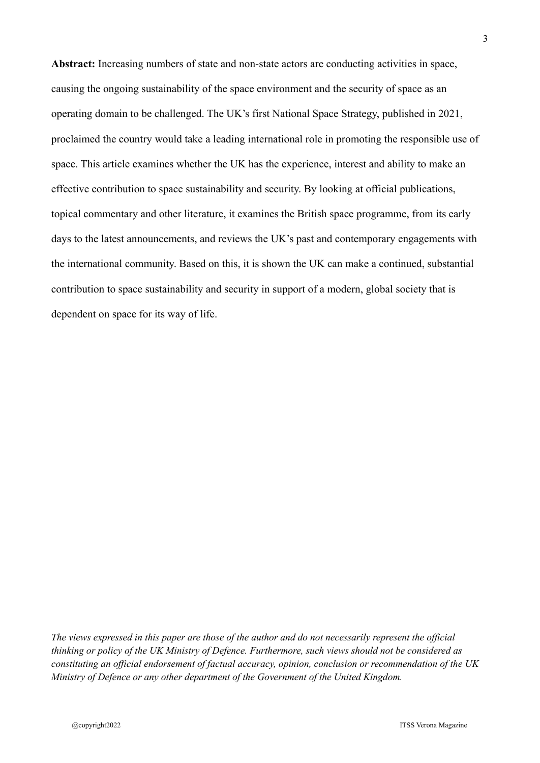**Abstract:** Increasing numbers of state and non-state actors are conducting activities in space, causing the ongoing sustainability of the space environment and the security of space as an operating domain to be challenged. The UK's first National Space Strategy, published in 2021, proclaimed the country would take a leading international role in promoting the responsible use of space. This article examines whether the UK has the experience, interest and ability to make an effective contribution to space sustainability and security. By looking at official publications, topical commentary and other literature, it examines the British space programme, from its early days to the latest announcements, and reviews the UK's past and contemporary engagements with the international community. Based on this, it is shown the UK can make a continued, substantial contribution to space sustainability and security in support of a modern, global society that is dependent on space for its way of life.

*The views expressed in this paper are those of the author and do not necessarily represent the official thinking or policy of the UK Ministry of Defence. Furthermore, such views should not be considered as constituting an official endorsement of factual accuracy, opinion, conclusion or recommendation of the UK Ministry of Defence or any other department of the Government of the United Kingdom.*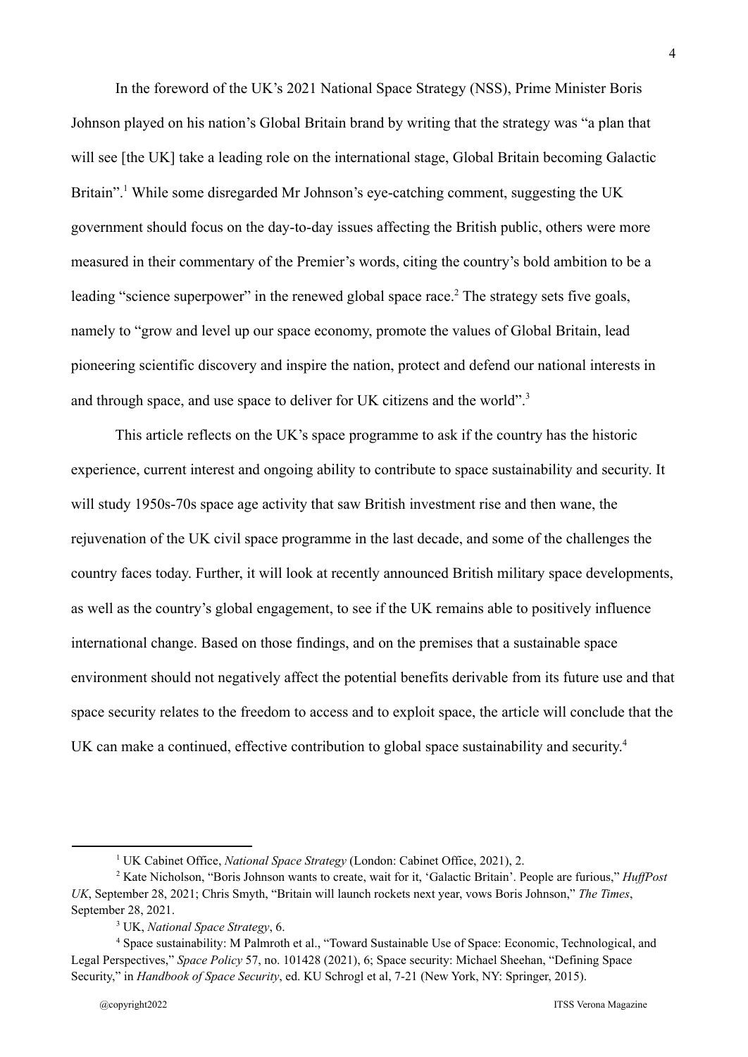In the foreword of the UK's 2021 National Space Strategy (NSS), Prime Minister Boris Johnson played on his nation's Global Britain brand by writing that the strategy was "a plan that will see [the UK] take a leading role on the international stage, Global Britain becoming Galactic Britain".[1] While some disregarded Mr Johnson's eye-catching comment, suggesting the UK government should focus on the day-to-day issues affecting the British public, others were more measured in their commentary of the Premier's words, citing the country's bold ambition to be a leading "science superpower" in the renewed global space race.[2] The strategy sets five goals, namely to "grow and level up our space economy, promote the values of Global Britain, lead pioneering scientific discovery and inspire the nation, protect and defend our national interests in and through space, and use space to deliver for UK citizens and the world".[3]

This article reflects on the UK's space programme to ask if the country has the historic experience, current interest and ongoing ability to contribute to space sustainability and security. It will study 1950s-70s space age activity that saw British investment rise and then wane, the rejuvenation of the UK civil space programme in the last decade, and some of the challenges the country faces today. Further, it will look at recently announced British military space developments, as well as the country's global engagement, to see if the UK remains able to positively influence international change. Based on those findings, and on the premises that a sustainable space environment should not negatively affect the potential benefits derivable from its future use and that space security relates to the freedom to access and to exploit space, the article will conclude that the UK can make a continued, effective contribution to global space sustainability and security.[4]

---

[1] UK Cabinet Office, *National Space Strategy* (London: Cabinet Office, 2021), 2.

[2] Kate Nicholson, "Boris Johnson wants to create, wait for it, 'Galactic Britain'. People are furious," *HuffPost UK*, September 28, 2021; Chris Smyth, "Britain will launch rockets next year, vows Boris Johnson," *The Times*, September 28, 2021.

[3] UK, *National Space Strategy*, 6.

[4] Space sustainability: M Palmroth et al., "Toward Sustainable Use of Space: Economic, Technological, and Legal Perspectives," *Space Policy* 57, no. 101428 (2021), 6; Space security: Michael Sheehan, "Defining Space Security," in *Handbook of Space Security*, ed. KU Schrogl et al, 7-21 (New York, NY: Springer, 2015).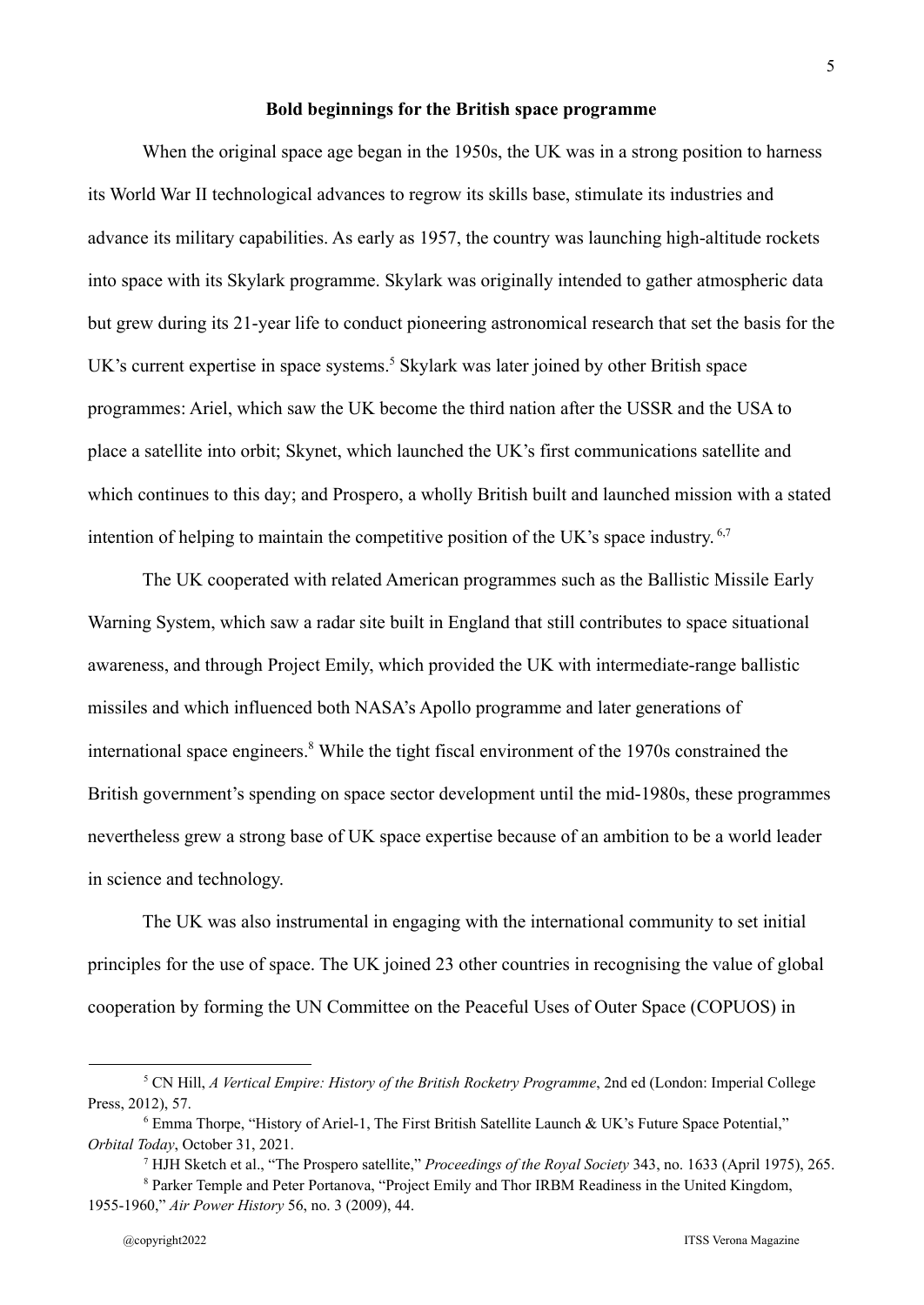## Bold beginnings for the British space programme

When the original space age began in the 1950s, the UK was in a strong position to harness its World War II technological advances to regrow its skills base, stimulate its industries and advance its military capabilities. As early as 1957, the country was launching high-altitude rockets into space with its Skylark programme. Skylark was originally intended to gather atmospheric data but grew during its 21-year life to conduct pioneering astronomical research that set the basis for the UK's current expertise in space systems.[5] Skylark was later joined by other British space programmes: Ariel, which saw the UK become the third nation after the USSR and the USA to place a satellite into orbit; Skynet, which launched the UK's first communications satellite and which continues to this day; and Prospero, a wholly British built and launched mission with a stated intention of helping to maintain the competitive position of the UK's space industry.[6,7]

The UK cooperated with related American programmes such as the Ballistic Missile Early Warning System, which saw a radar site built in England that still contributes to space situational awareness, and through Project Emily, which provided the UK with intermediate-range ballistic missiles and which influenced both NASA's Apollo programme and later generations of international space engineers.[8] While the tight fiscal environment of the 1970s constrained the British government's spending on space sector development until the mid-1980s, these programmes nevertheless grew a strong base of UK space expertise because of an ambition to be a world leader in science and technology.

The UK was also instrumental in engaging with the international community to set initial principles for the use of space. The UK joined 23 other countries in recognising the value of global cooperation by forming the UN Committee on the Peaceful Uses of Outer Space (COPUOS) in

---

[5] CN Hill, *A Vertical Empire: History of the British Rocketry Programme*, 2nd ed (London: Imperial College Press, 2012), 57.

[6] Emma Thorpe, "History of Ariel-1, The First British Satellite Launch & UK's Future Space Potential," *Orbital Today*, October 31, 2021.

[7] HJH Sketch et al., "The Prospero satellite," *Proceedings of the Royal Society* 343, no. 1633 (April 1975), 265.

[8] Parker Temple and Peter Portanova, "Project Emily and Thor IRBM Readiness in the United Kingdom, 1955-1960," *Air Power History* 56, no. 3 (2009), 44.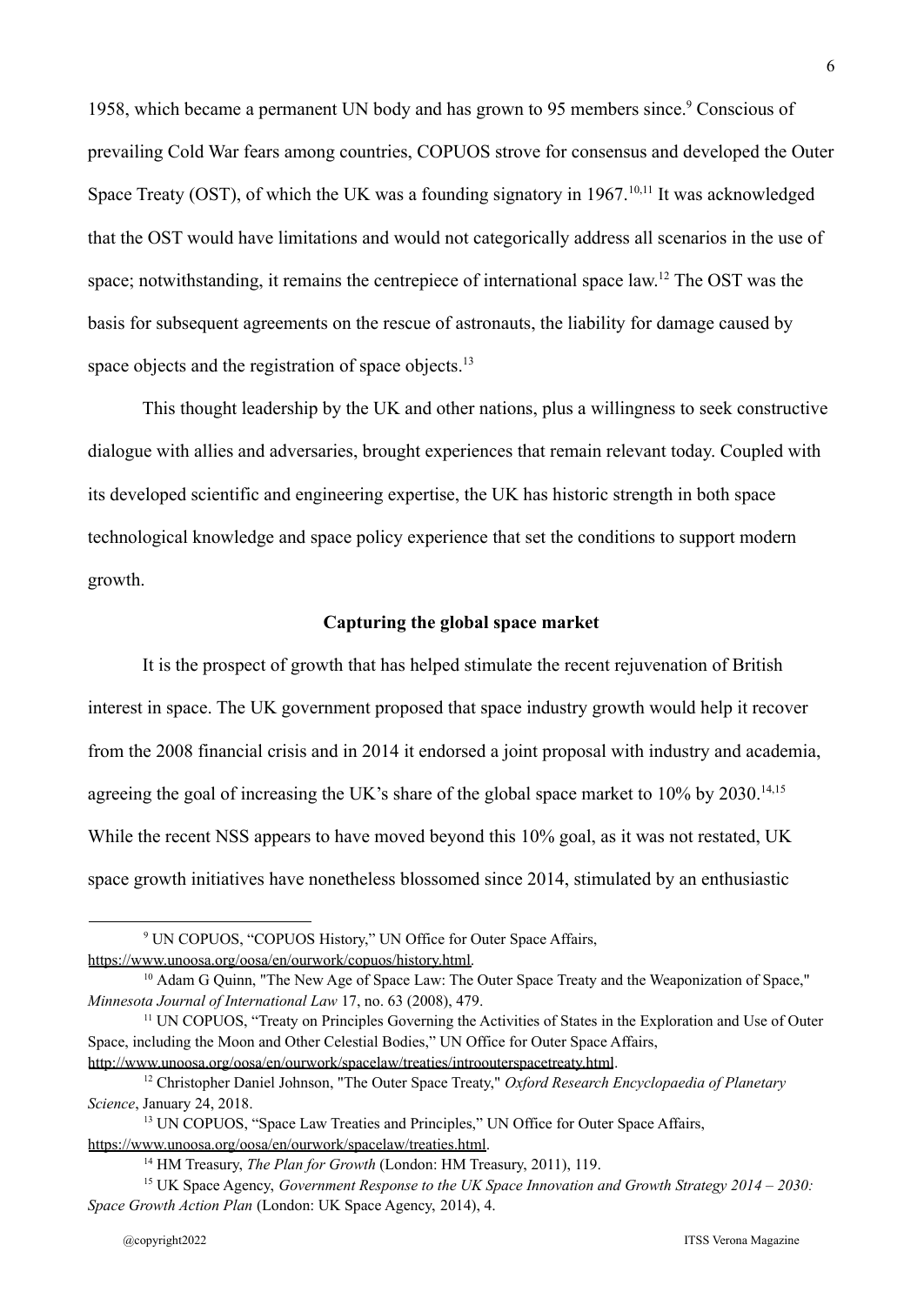1958, which became a permanent UN body and has grown to 95 members since.[9] Conscious of prevailing Cold War fears among countries, COPUOS strove for consensus and developed the Outer Space Treaty (OST), of which the UK was a founding signatory in 1967.[10,11] It was acknowledged that the OST would have limitations and would not categorically address all scenarios in the use of space; notwithstanding, it remains the centrepiece of international space law.[12] The OST was the basis for subsequent agreements on the rescue of astronauts, the liability for damage caused by space objects and the registration of space objects.[13]

This thought leadership by the UK and other nations, plus a willingness to seek constructive dialogue with allies and adversaries, brought experiences that remain relevant today. Coupled with its developed scientific and engineering expertise, the UK has historic strength in both space technological knowledge and space policy experience that set the conditions to support modern growth.

### Capturing the global space market

It is the prospect of growth that has helped stimulate the recent rejuvenation of British interest in space. The UK government proposed that space industry growth would help it recover from the 2008 financial crisis and in 2014 it endorsed a joint proposal with industry and academia, agreeing the goal of increasing the UK's share of the global space market to 10% by 2030.[14,15] While the recent NSS appears to have moved beyond this 10% goal, as it was not restated, UK space growth initiatives have nonetheless blossomed since 2014, stimulated by an enthusiastic

---

[9] UN COPUOS, "COPUOS History," UN Office for Outer Space Affairs, https://www.unoosa.org/oosa/en/ourwork/copuos/history.html.

[10] Adam G Quinn, "The New Age of Space Law: The Outer Space Treaty and the Weaponization of Space," *Minnesota Journal of International Law* 17, no. 63 (2008), 479.

[11] UN COPUOS, "Treaty on Principles Governing the Activities of States in the Exploration and Use of Outer Space, including the Moon and Other Celestial Bodies," UN Office for Outer Space Affairs, http://www.unoosa.org/oosa/en/ourwork/spacelaw/treaties/introouterspacetreaty.html.

[12] Christopher Daniel Johnson, "The Outer Space Treaty," *Oxford Research Encyclopaedia of Planetary Science*, January 24, 2018.

[13] UN COPUOS, "Space Law Treaties and Principles," UN Office for Outer Space Affairs, https://www.unoosa.org/oosa/en/ourwork/spacelaw/treaties.html.

[14] HM Treasury, *The Plan for Growth* (London: HM Treasury, 2011), 119.

[15] UK Space Agency, *Government Response to the UK Space Innovation and Growth Strategy 2014 – 2030: Space Growth Action Plan* (London: UK Space Agency, 2014), 4.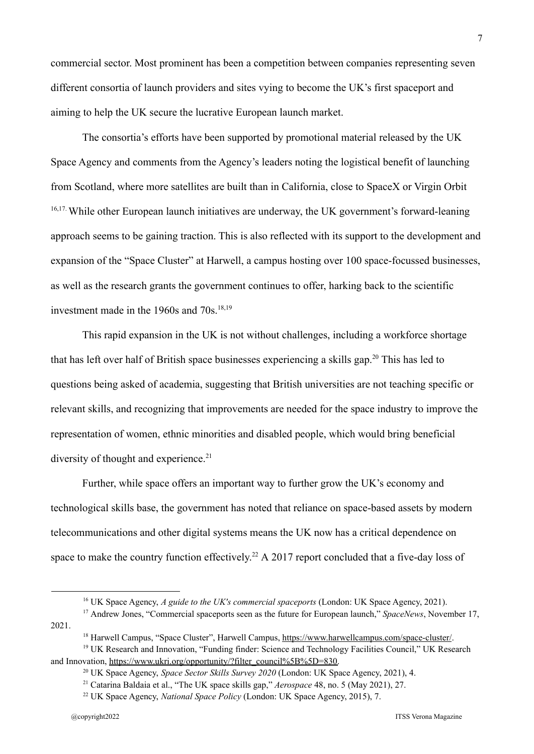commercial sector. Most prominent has been a competition between companies representing seven different consortia of launch providers and sites vying to become the UK's first spaceport and aiming to help the UK secure the lucrative European launch market.

The consortia's efforts have been supported by promotional material released by the UK Space Agency and comments from the Agency's leaders noting the logistical benefit of launching from Scotland, where more satellites are built than in California, close to SpaceX or Virgin Orbit [16,17]. While other European launch initiatives are underway, the UK government's forward-leaning approach seems to be gaining traction. This is also reflected with its support to the development and expansion of the "Space Cluster" at Harwell, a campus hosting over 100 space-focussed businesses, as well as the research grants the government continues to offer, harking back to the scientific investment made in the 1960s and 70s.[18,19]

This rapid expansion in the UK is not without challenges, including a workforce shortage that has left over half of British space businesses experiencing a skills gap.[20] This has led to questions being asked of academia, suggesting that British universities are not teaching specific or relevant skills, and recognizing that improvements are needed for the space industry to improve the representation of women, ethnic minorities and disabled people, which would bring beneficial diversity of thought and experience.[21]

Further, while space offers an important way to further grow the UK's economy and technological skills base, the government has noted that reliance on space-based assets by modern telecommunications and other digital systems means the UK now has a critical dependence on space to make the country function effectively.[22] A 2017 report concluded that a five-day loss of

---

[16] UK Space Agency, *A guide to the UK's commercial spaceports* (London: UK Space Agency, 2021).

[17] Andrew Jones, "Commercial spaceports seen as the future for European launch," *SpaceNews*, November 17, 2021.

[18] Harwell Campus, "Space Cluster", Harwell Campus, https://www.harwellcampus.com/space-cluster/.

[19] UK Research and Innovation, "Funding finder: Science and Technology Facilities Council," UK Research and Innovation, https://www.ukri.org/opportunity/?filter_council%5B%5D=830.

[20] UK Space Agency, *Space Sector Skills Survey 2020* (London: UK Space Agency, 2021), 4.

[21] Catarina Baldaia et al., "The UK space skills gap," *Aerospace* 48, no. 5 (May 2021), 27.

[22] UK Space Agency, *National Space Policy* (London: UK Space Agency, 2015), 7.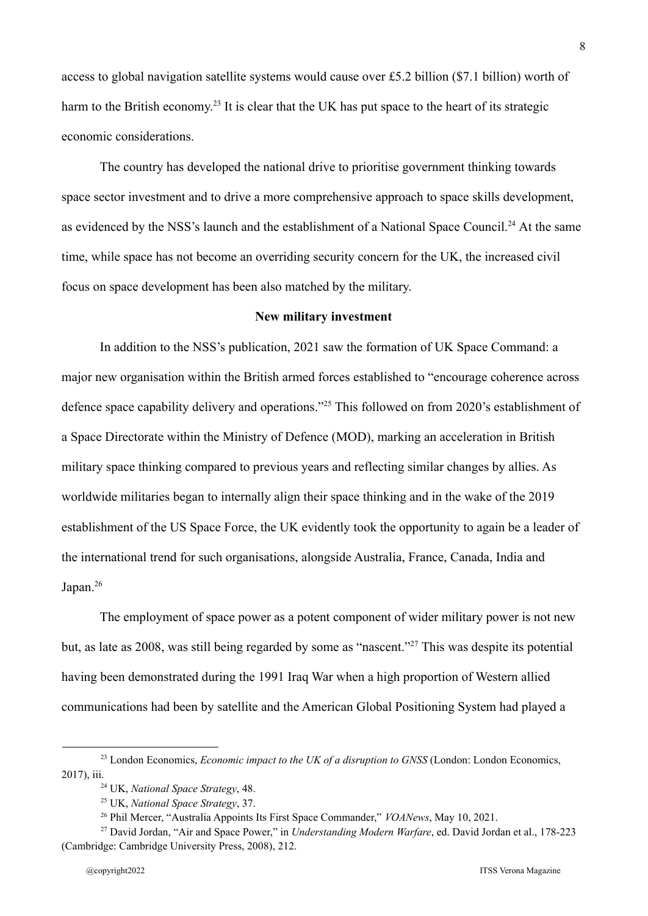access to global navigation satellite systems would cause over £5.2 billion ($7.1 billion) worth of harm to the British economy.[23] It is clear that the UK has put space to the heart of its strategic economic considerations.

The country has developed the national drive to prioritise government thinking towards space sector investment and to drive a more comprehensive approach to space skills development, as evidenced by the NSS's launch and the establishment of a National Space Council.[24] At the same time, while space has not become an overriding security concern for the UK, the increased civil focus on space development has been also matched by the military.

## New military investment

In addition to the NSS's publication, 2021 saw the formation of UK Space Command: a major new organisation within the British armed forces established to "encourage coherence across defence space capability delivery and operations."[25] This followed on from 2020's establishment of a Space Directorate within the Ministry of Defence (MOD), marking an acceleration in British military space thinking compared to previous years and reflecting similar changes by allies. As worldwide militaries began to internally align their space thinking and in the wake of the 2019 establishment of the US Space Force, the UK evidently took the opportunity to again be a leader of the international trend for such organisations, alongside Australia, France, Canada, India and Japan.[26]

The employment of space power as a potent component of wider military power is not new but, as late as 2008, was still being regarded by some as "nascent."[27] This was despite its potential having been demonstrated during the 1991 Iraq War when a high proportion of Western allied communications had been by satellite and the American Global Positioning System had played a

---

[23] London Economics, *Economic impact to the UK of a disruption to GNSS* (London: London Economics, 2017), iii.

[24] UK, *National Space Strategy*, 48.

[25] UK, *National Space Strategy*, 37.

[26] Phil Mercer, "Australia Appoints Its First Space Commander," *VOANews*, May 10, 2021.

[27] David Jordan, "Air and Space Power," in *Understanding Modern Warfare*, ed. David Jordan et al., 178-223 (Cambridge: Cambridge University Press, 2008), 212.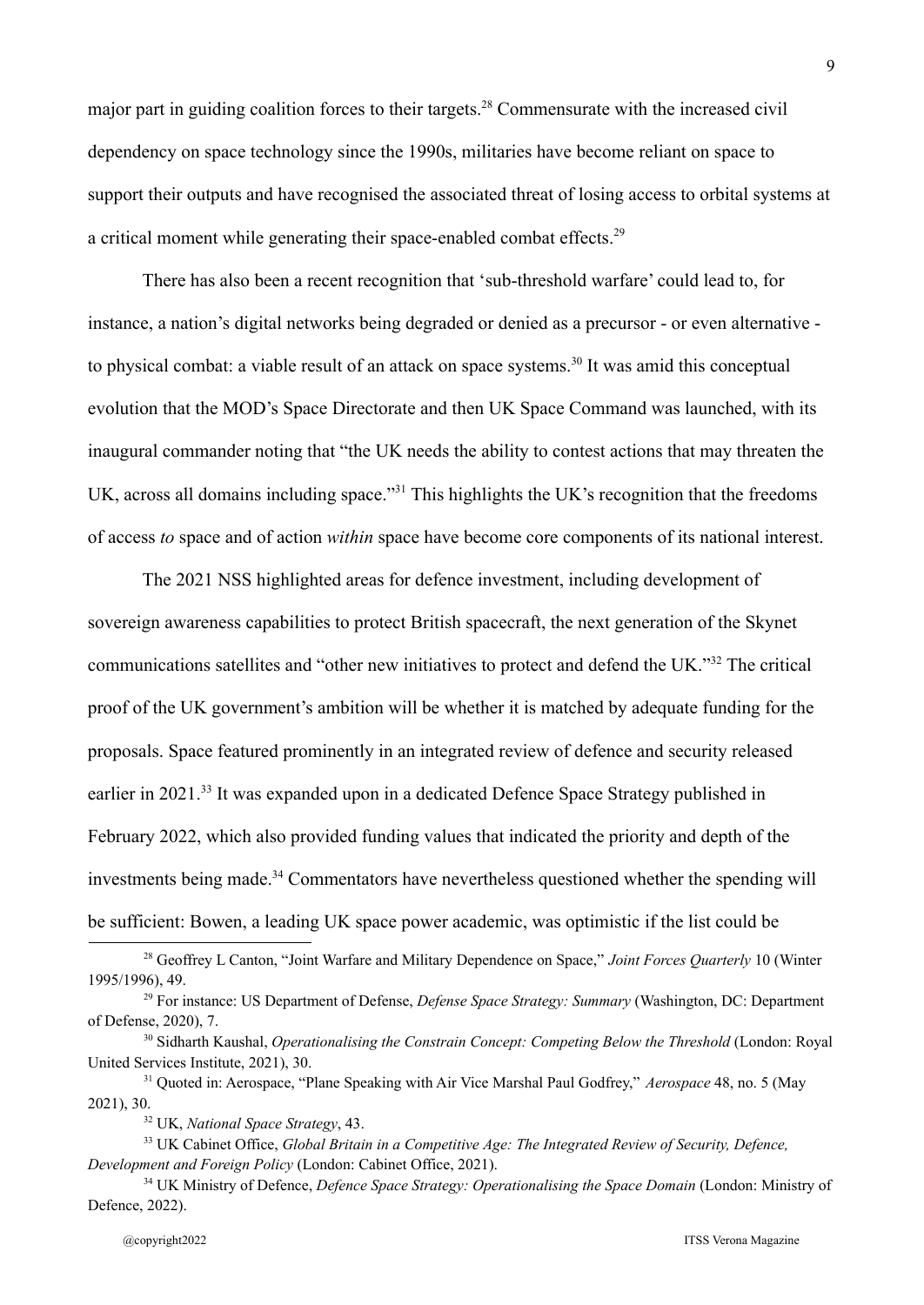major part in guiding coalition forces to their targets.[28] Commensurate with the increased civil dependency on space technology since the 1990s, militaries have become reliant on space to support their outputs and have recognised the associated threat of losing access to orbital systems at a critical moment while generating their space-enabled combat effects.[29]

There has also been a recent recognition that 'sub-threshold warfare' could lead to, for instance, a nation's digital networks being degraded or denied as a precursor - or even alternative - to physical combat: a viable result of an attack on space systems.[30] It was amid this conceptual evolution that the MOD's Space Directorate and then UK Space Command was launched, with its inaugural commander noting that "the UK needs the ability to contest actions that may threaten the UK, across all domains including space."[31] This highlights the UK's recognition that the freedoms of access *to* space and of action *within* space have become core components of its national interest.

The 2021 NSS highlighted areas for defence investment, including development of sovereign awareness capabilities to protect British spacecraft, the next generation of the Skynet communications satellites and "other new initiatives to protect and defend the UK."[32] The critical proof of the UK government's ambition will be whether it is matched by adequate funding for the proposals. Space featured prominently in an integrated review of defence and security released earlier in 2021.[33] It was expanded upon in a dedicated Defence Space Strategy published in February 2022, which also provided funding values that indicated the priority and depth of the investments being made.[34] Commentators have nevertheless questioned whether the spending will be sufficient: Bowen, a leading UK space power academic, was optimistic if the list could be

---

[28] Geoffrey L Canton, "Joint Warfare and Military Dependence on Space," *Joint Forces Quarterly* 10 (Winter 1995/1996), 49.

[29] For instance: US Department of Defense, *Defense Space Strategy: Summary* (Washington, DC: Department of Defense, 2020), 7.

[30] Sidharth Kaushal, *Operationalising the Constrain Concept: Competing Below the Threshold* (London: Royal United Services Institute, 2021), 30.

[31] Quoted in: Aerospace, "Plane Speaking with Air Vice Marshal Paul Godfrey," *Aerospace* 48, no. 5 (May 2021), 30.

[32] UK, *National Space Strategy*, 43.

[33] UK Cabinet Office, *Global Britain in a Competitive Age: The Integrated Review of Security, Defence, Development and Foreign Policy* (London: Cabinet Office, 2021).

[34] UK Ministry of Defence, *Defence Space Strategy: Operationalising the Space Domain* (London: Ministry of Defence, 2022).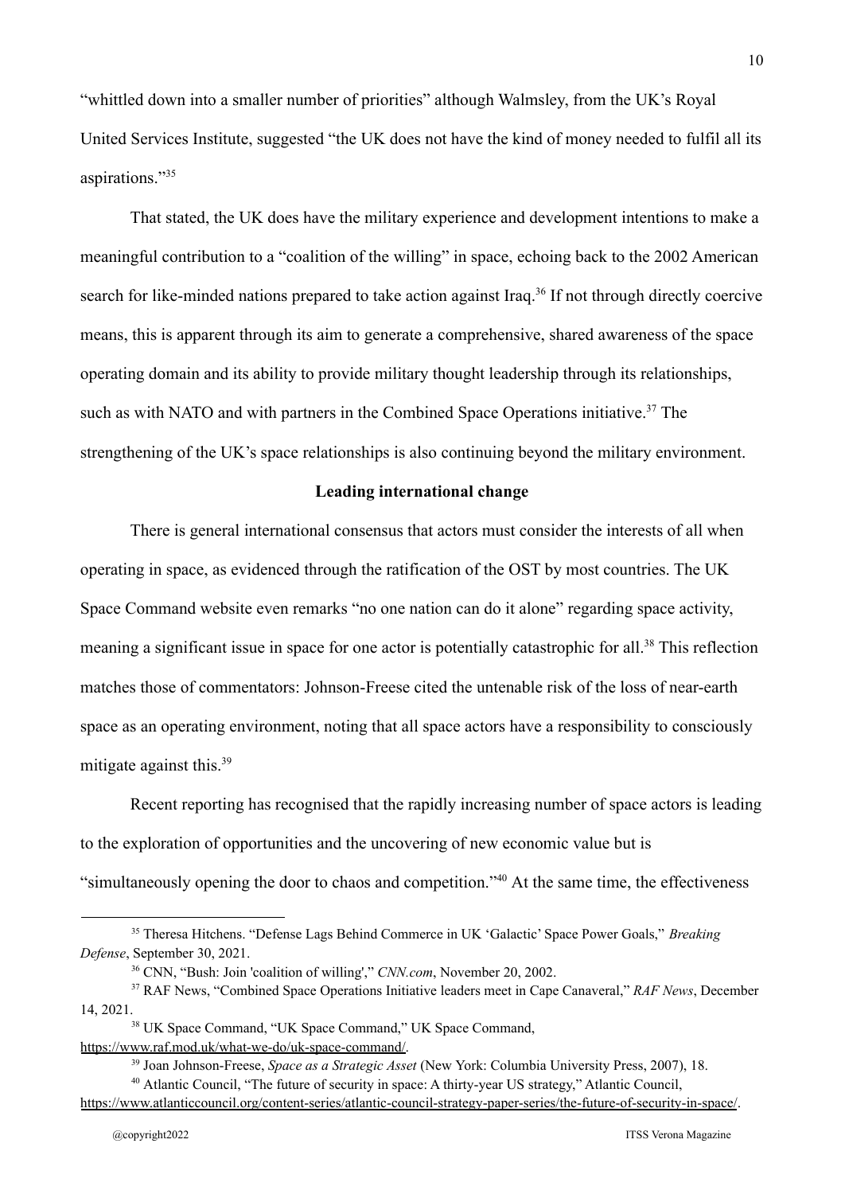"whittled down into a smaller number of priorities" although Walmsley, from the UK's Royal United Services Institute, suggested "the UK does not have the kind of money needed to fulfil all its aspirations."[35]

That stated, the UK does have the military experience and development intentions to make a meaningful contribution to a "coalition of the willing" in space, echoing back to the 2002 American search for like-minded nations prepared to take action against Iraq.[36] If not through directly coercive means, this is apparent through its aim to generate a comprehensive, shared awareness of the space operating domain and its ability to provide military thought leadership through its relationships, such as with NATO and with partners in the Combined Space Operations initiative.[37] The strengthening of the UK's space relationships is also continuing beyond the military environment.

**Leading international change**

There is general international consensus that actors must consider the interests of all when operating in space, as evidenced through the ratification of the OST by most countries. The UK Space Command website even remarks "no one nation can do it alone" regarding space activity, meaning a significant issue in space for one actor is potentially catastrophic for all.[38] This reflection matches those of commentators: Johnson-Freese cited the untenable risk of the loss of near-earth space as an operating environment, noting that all space actors have a responsibility to consciously mitigate against this.[39]

Recent reporting has recognised that the rapidly increasing number of space actors is leading to the exploration of opportunities and the uncovering of new economic value but is "simultaneously opening the door to chaos and competition."[40] At the same time, the effectiveness

---

[35] Theresa Hitchens. "Defense Lags Behind Commerce in UK 'Galactic' Space Power Goals," *Breaking Defense*, September 30, 2021.

[36] CNN, "Bush: Join 'coalition of willing'," *CNN.com*, November 20, 2002.

[37] RAF News, "Combined Space Operations Initiative leaders meet in Cape Canaveral," *RAF News*, December 14, 2021.

[38] UK Space Command, "UK Space Command," UK Space Command, https://www.raf.mod.uk/what-we-do/uk-space-command/.

[39] Joan Johnson-Freese, *Space as a Strategic Asset* (New York: Columbia University Press, 2007), 18.

[40] Atlantic Council, "The future of security in space: A thirty-year US strategy," Atlantic Council, https://www.atlanticcouncil.org/content-series/atlantic-council-strategy-paper-series/the-future-of-security-in-space/.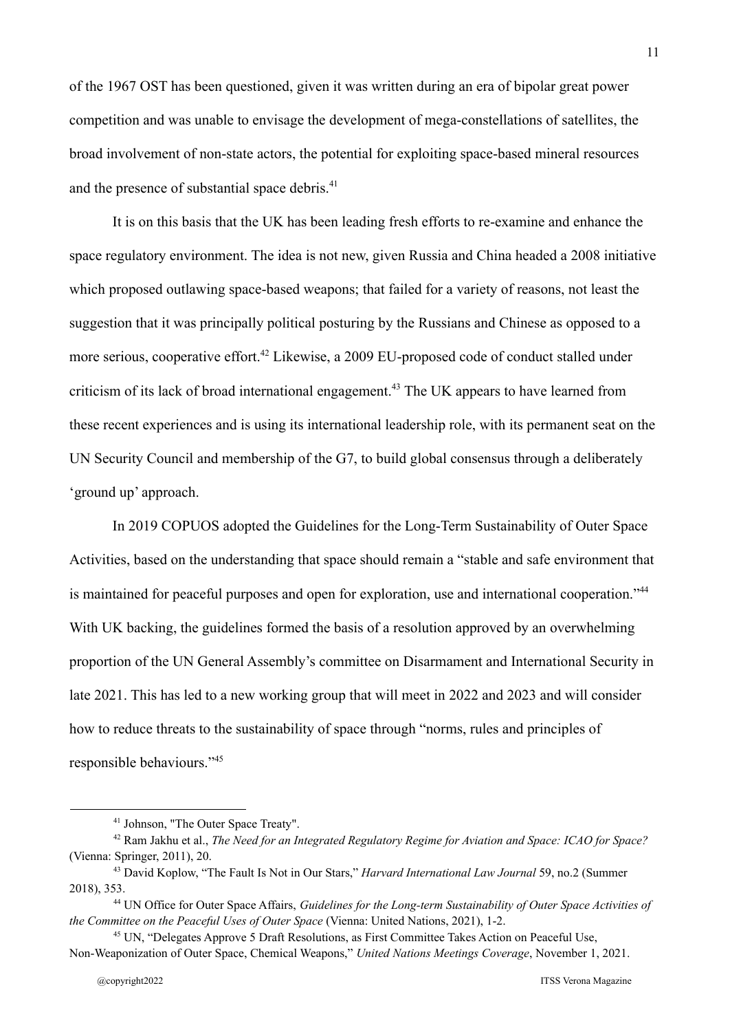of the 1967 OST has been questioned, given it was written during an era of bipolar great power competition and was unable to envisage the development of mega-constellations of satellites, the broad involvement of non-state actors, the potential for exploiting space-based mineral resources and the presence of substantial space debris.[41]

It is on this basis that the UK has been leading fresh efforts to re-examine and enhance the space regulatory environment. The idea is not new, given Russia and China headed a 2008 initiative which proposed outlawing space-based weapons; that failed for a variety of reasons, not least the suggestion that it was principally political posturing by the Russians and Chinese as opposed to a more serious, cooperative effort.[42] Likewise, a 2009 EU-proposed code of conduct stalled under criticism of its lack of broad international engagement.[43] The UK appears to have learned from these recent experiences and is using its international leadership role, with its permanent seat on the UN Security Council and membership of the G7, to build global consensus through a deliberately 'ground up' approach.

In 2019 COPUOS adopted the Guidelines for the Long-Term Sustainability of Outer Space Activities, based on the understanding that space should remain a "stable and safe environment that is maintained for peaceful purposes and open for exploration, use and international cooperation."[44] With UK backing, the guidelines formed the basis of a resolution approved by an overwhelming proportion of the UN General Assembly's committee on Disarmament and International Security in late 2021. This has led to a new working group that will meet in 2022 and 2023 and will consider how to reduce threats to the sustainability of space through "norms, rules and principles of responsible behaviours."[45]

---

[41] Johnson, "The Outer Space Treaty".

[42] Ram Jakhu et al., *The Need for an Integrated Regulatory Regime for Aviation and Space: ICAO for Space?* (Vienna: Springer, 2011), 20.

[43] David Koplow, "The Fault Is Not in Our Stars," *Harvard International Law Journal* 59, no.2 (Summer 2018), 353.

[44] UN Office for Outer Space Affairs, *Guidelines for the Long-term Sustainability of Outer Space Activities of the Committee on the Peaceful Uses of Outer Space* (Vienna: United Nations, 2021), 1-2.

[45] UN, "Delegates Approve 5 Draft Resolutions, as First Committee Takes Action on Peaceful Use, Non-Weaponization of Outer Space, Chemical Weapons," *United Nations Meetings Coverage*, November 1, 2021.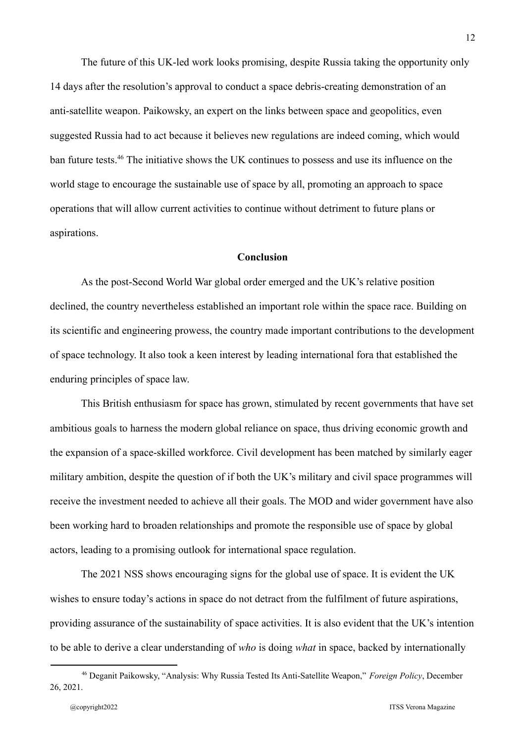The future of this UK-led work looks promising, despite Russia taking the opportunity only 14 days after the resolution's approval to conduct a space debris-creating demonstration of an anti-satellite weapon. Paikowsky, an expert on the links between space and geopolitics, even suggested Russia had to act because it believes new regulations are indeed coming, which would ban future tests.[46] The initiative shows the UK continues to possess and use its influence on the world stage to encourage the sustainable use of space by all, promoting an approach to space operations that will allow current activities to continue without detriment to future plans or aspirations.

## Conclusion

As the post-Second World War global order emerged and the UK's relative position declined, the country nevertheless established an important role within the space race. Building on its scientific and engineering prowess, the country made important contributions to the development of space technology. It also took a keen interest by leading international fora that established the enduring principles of space law.

This British enthusiasm for space has grown, stimulated by recent governments that have set ambitious goals to harness the modern global reliance on space, thus driving economic growth and the expansion of a space-skilled workforce. Civil development has been matched by similarly eager military ambition, despite the question of if both the UK's military and civil space programmes will receive the investment needed to achieve all their goals. The MOD and wider government have also been working hard to broaden relationships and promote the responsible use of space by global actors, leading to a promising outlook for international space regulation.

The 2021 NSS shows encouraging signs for the global use of space. It is evident the UK wishes to ensure today's actions in space do not detract from the fulfilment of future aspirations, providing assurance of the sustainability of space activities. It is also evident that the UK's intention to be able to derive a clear understanding of *who* is doing *what* in space, backed by internationally

---

[46] Deganit Paikowsky, "Analysis: Why Russia Tested Its Anti-Satellite Weapon," *Foreign Policy*, December 26, 2021.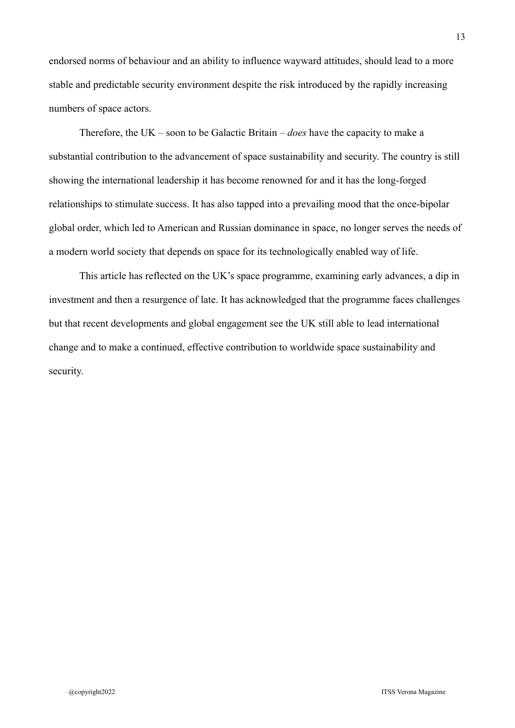endorsed norms of behaviour and an ability to influence wayward attitudes, should lead to a more stable and predictable security environment despite the risk introduced by the rapidly increasing numbers of space actors.

Therefore, the UK – soon to be Galactic Britain – *does* have the capacity to make a substantial contribution to the advancement of space sustainability and security. The country is still showing the international leadership it has become renowned for and it has the long-forged relationships to stimulate success. It has also tapped into a prevailing mood that the once-bipolar global order, which led to American and Russian dominance in space, no longer serves the needs of a modern world society that depends on space for its technologically enabled way of life.

This article has reflected on the UK's space programme, examining early advances, a dip in investment and then a resurgence of late. It has acknowledged that the programme faces challenges but that recent developments and global engagement see the UK still able to lead international change and to make a continued, effective contribution to worldwide space sustainability and security.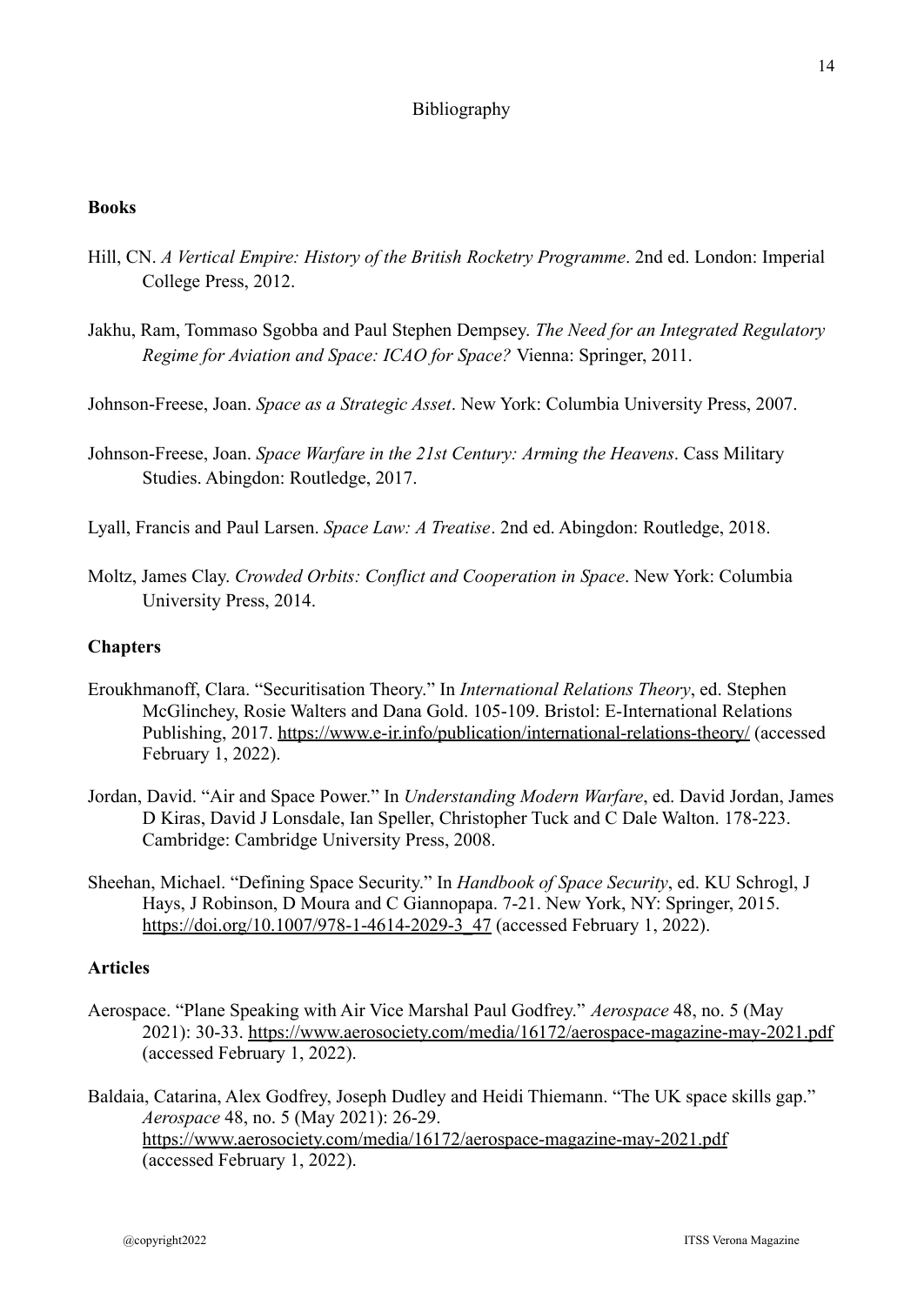# Bibliography

### Books

Hill, CN. *A Vertical Empire: History of the British Rocketry Programme*. 2nd ed. London: Imperial College Press, 2012.

Jakhu, Ram, Tommaso Sgobba and Paul Stephen Dempsey. *The Need for an Integrated Regulatory Regime for Aviation and Space: ICAO for Space?* Vienna: Springer, 2011.

Johnson-Freese, Joan. *Space as a Strategic Asset*. New York: Columbia University Press, 2007.

Johnson-Freese, Joan. *Space Warfare in the 21st Century: Arming the Heavens*. Cass Military Studies. Abingdon: Routledge, 2017.

Lyall, Francis and Paul Larsen. *Space Law: A Treatise*. 2nd ed. Abingdon: Routledge, 2018.

Moltz, James Clay. *Crowded Orbits: Conflict and Cooperation in Space*. New York: Columbia University Press, 2014.

### Chapters

Eroukhmanoff, Clara. "Securitisation Theory." In *International Relations Theory*, ed. Stephen McGlinchey, Rosie Walters and Dana Gold. 105-109. Bristol: E-International Relations Publishing, 2017. https://www.e-ir.info/publication/international-relations-theory/ (accessed February 1, 2022).

Jordan, David. "Air and Space Power." In *Understanding Modern Warfare*, ed. David Jordan, James D Kiras, David J Lonsdale, Ian Speller, Christopher Tuck and C Dale Walton. 178-223. Cambridge: Cambridge University Press, 2008.

Sheehan, Michael. "Defining Space Security." In *Handbook of Space Security*, ed. KU Schrogl, J Hays, J Robinson, D Moura and C Giannopapa. 7-21. New York, NY: Springer, 2015. https://doi.org/10.1007/978-1-4614-2029-3_47 (accessed February 1, 2022).

### Articles

Aerospace. "Plane Speaking with Air Vice Marshal Paul Godfrey." *Aerospace* 48, no. 5 (May 2021): 30-33. https://www.aerosociety.com/media/16172/aerospace-magazine-may-2021.pdf (accessed February 1, 2022).

Baldaia, Catarina, Alex Godfrey, Joseph Dudley and Heidi Thiemann. "The UK space skills gap." *Aerospace* 48, no. 5 (May 2021): 26-29. https://www.aerosociety.com/media/16172/aerospace-magazine-may-2021.pdf (accessed February 1, 2022).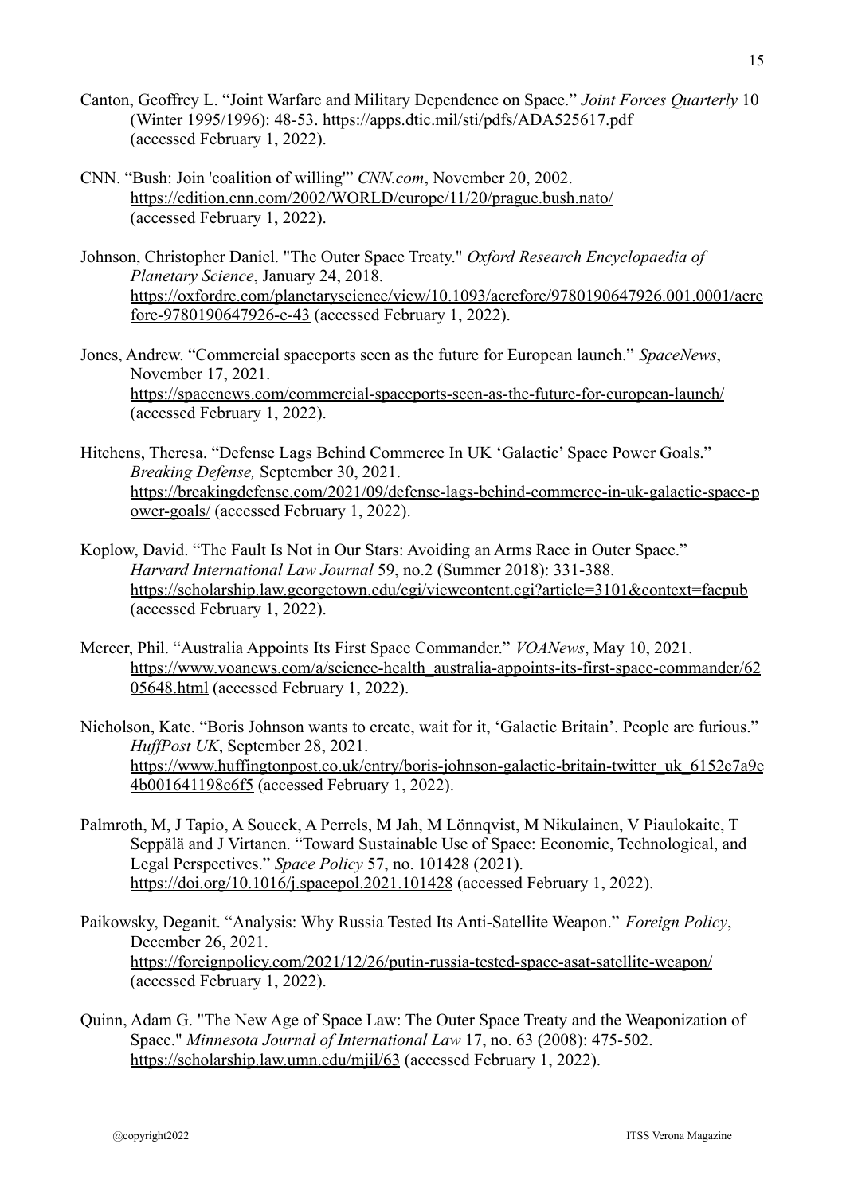Canton, Geoffrey L. "Joint Warfare and Military Dependence on Space." *Joint Forces Quarterly* 10 (Winter 1995/1996): 48-53. https://apps.dtic.mil/sti/pdfs/ADA525617.pdf (accessed February 1, 2022).

CNN. "Bush: Join 'coalition of willing'" *CNN.com*, November 20, 2002. https://edition.cnn.com/2002/WORLD/europe/11/20/prague.bush.nato/ (accessed February 1, 2022).

Johnson, Christopher Daniel. "The Outer Space Treaty." *Oxford Research Encyclopaedia of Planetary Science*, January 24, 2018. https://oxfordre.com/planetaryscience/view/10.1093/acrefore/9780190647926.001.0001/acrefore-9780190647926-e-43 (accessed February 1, 2022).

Jones, Andrew. "Commercial spaceports seen as the future for European launch." *SpaceNews*, November 17, 2021. https://spacenews.com/commercial-spaceports-seen-as-the-future-for-european-launch/ (accessed February 1, 2022).

Hitchens, Theresa. "Defense Lags Behind Commerce In UK 'Galactic' Space Power Goals." *Breaking Defense,* September 30, 2021. https://breakingdefense.com/2021/09/defense-lags-behind-commerce-in-uk-galactic-space-power-goals/ (accessed February 1, 2022).

Koplow, David. "The Fault Is Not in Our Stars: Avoiding an Arms Race in Outer Space." *Harvard International Law Journal* 59, no.2 (Summer 2018): 331-388. https://scholarship.law.georgetown.edu/cgi/viewcontent.cgi?article=3101&context=facpub (accessed February 1, 2022).

Mercer, Phil. "Australia Appoints Its First Space Commander." *VOANews*, May 10, 2021. https://www.voanews.com/a/science-health_australia-appoints-its-first-space-commander/6205648.html (accessed February 1, 2022).

Nicholson, Kate. "Boris Johnson wants to create, wait for it, 'Galactic Britain'. People are furious." *HuffPost UK*, September 28, 2021. https://www.huffingtonpost.co.uk/entry/boris-johnson-galactic-britain-twitter_uk_6152e7a9e4b001641198c6f5 (accessed February 1, 2022).

Palmroth, M, J Tapio, A Soucek, A Perrels, M Jah, M Lönnqvist, M Nikulainen, V Piaulokaite, T Seppälä and J Virtanen. "Toward Sustainable Use of Space: Economic, Technological, and Legal Perspectives." *Space Policy* 57, no. 101428 (2021). https://doi.org/10.1016/j.spacepol.2021.101428 (accessed February 1, 2022).

Paikowsky, Deganit. "Analysis: Why Russia Tested Its Anti-Satellite Weapon." *Foreign Policy*, December 26, 2021. https://foreignpolicy.com/2021/12/26/putin-russia-tested-space-asat-satellite-weapon/ (accessed February 1, 2022).

Quinn, Adam G. "The New Age of Space Law: The Outer Space Treaty and the Weaponization of Space." *Minnesota Journal of International Law* 17, no. 63 (2008): 475-502. https://scholarship.law.umn.edu/mjil/63 (accessed February 1, 2022).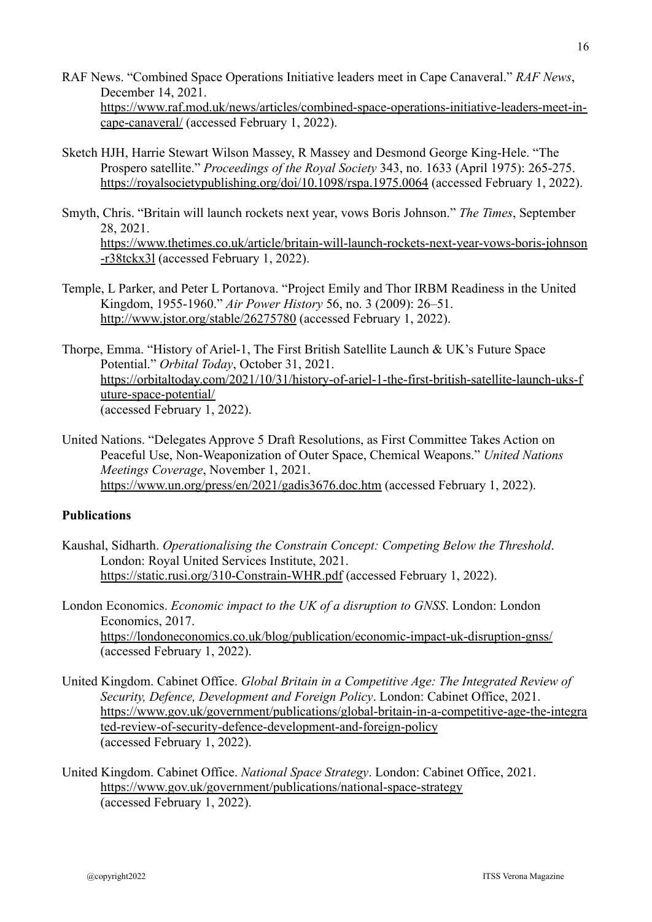RAF News. "Combined Space Operations Initiative leaders meet in Cape Canaveral." *RAF News*, December 14, 2021. https://www.raf.mod.uk/news/articles/combined-space-operations-initiative-leaders-meet-in-cape-canaveral/ (accessed February 1, 2022).

Sketch HJH, Harrie Stewart Wilson Massey, R Massey and Desmond George King-Hele. "The Prospero satellite." *Proceedings of the Royal Society* 343, no. 1633 (April 1975): 265-275. https://royalsocietypublishing.org/doi/10.1098/rspa.1975.0064 (accessed February 1, 2022).

Smyth, Chris. "Britain will launch rockets next year, vows Boris Johnson." *The Times*, September 28, 2021. https://www.thetimes.co.uk/article/britain-will-launch-rockets-next-year-vows-boris-johnson-r38tckx3l (accessed February 1, 2022).

Temple, L Parker, and Peter L Portanova. "Project Emily and Thor IRBM Readiness in the United Kingdom, 1955-1960." *Air Power History* 56, no. 3 (2009): 26–51. http://www.jstor.org/stable/26275780 (accessed February 1, 2022).

Thorpe, Emma. "History of Ariel-1, The First British Satellite Launch & UK's Future Space Potential." *Orbital Today*, October 31, 2021. https://orbitaltoday.com/2021/10/31/history-of-ariel-1-the-first-british-satellite-launch-uks-future-space-potential/ (accessed February 1, 2022).

United Nations. "Delegates Approve 5 Draft Resolutions, as First Committee Takes Action on Peaceful Use, Non-Weaponization of Outer Space, Chemical Weapons." *United Nations Meetings Coverage*, November 1, 2021. https://www.un.org/press/en/2021/gadis3676.doc.htm (accessed February 1, 2022).

**Publications**

Kaushal, Sidharth. *Operationalising the Constrain Concept: Competing Below the Threshold*. London: Royal United Services Institute, 2021. https://static.rusi.org/310-Constrain-WHR.pdf (accessed February 1, 2022).

London Economics. *Economic impact to the UK of a disruption to GNSS*. London: London Economics, 2017. https://londoneconomics.co.uk/blog/publication/economic-impact-uk-disruption-gnss/ (accessed February 1, 2022).

United Kingdom. Cabinet Office. *Global Britain in a Competitive Age: The Integrated Review of Security, Defence, Development and Foreign Policy*. London: Cabinet Office, 2021. https://www.gov.uk/government/publications/global-britain-in-a-competitive-age-the-integrated-review-of-security-defence-development-and-foreign-policy (accessed February 1, 2022).

United Kingdom. Cabinet Office. *National Space Strategy*. London: Cabinet Office, 2021. https://www.gov.uk/government/publications/national-space-strategy (accessed February 1, 2022).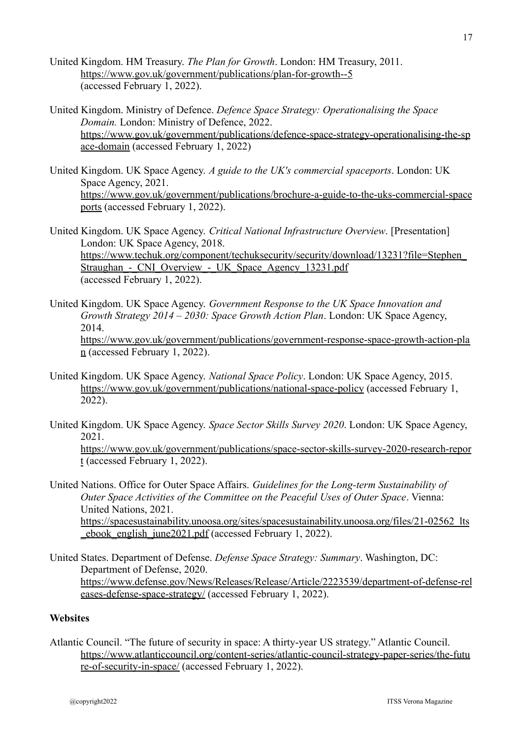United Kingdom. HM Treasury. *The Plan for Growth*. London: HM Treasury, 2011. https://www.gov.uk/government/publications/plan-for-growth--5 (accessed February 1, 2022).

United Kingdom. Ministry of Defence. *Defence Space Strategy: Operationalising the Space Domain.* London: Ministry of Defence, 2022. https://www.gov.uk/government/publications/defence-space-strategy-operationalising-the-space-domain (accessed February 1, 2022)

United Kingdom. UK Space Agency. *A guide to the UK's commercial spaceports*. London: UK Space Agency, 2021. https://www.gov.uk/government/publications/brochure-a-guide-to-the-uks-commercial-spaceports (accessed February 1, 2022).

United Kingdom. UK Space Agency. *Critical National Infrastructure Overview*. [Presentation] London: UK Space Agency, 2018. https://www.techuk.org/component/techuksecurity/security/download/13231?file=Stephen_Straughan_-_CNI_Overview_-_UK_Space_Agency_13231.pdf (accessed February 1, 2022).

United Kingdom. UK Space Agency. *Government Response to the UK Space Innovation and Growth Strategy 2014 – 2030: Space Growth Action Plan*. London: UK Space Agency, 2014. https://www.gov.uk/government/publications/government-response-space-growth-action-plan (accessed February 1, 2022).

United Kingdom. UK Space Agency. *National Space Policy*. London: UK Space Agency, 2015. https://www.gov.uk/government/publications/national-space-policy (accessed February 1, 2022).

United Kingdom. UK Space Agency. *Space Sector Skills Survey 2020*. London: UK Space Agency, 2021. https://www.gov.uk/government/publications/space-sector-skills-survey-2020-research-report (accessed February 1, 2022).

United Nations. Office for Outer Space Affairs. *Guidelines for the Long-term Sustainability of Outer Space Activities of the Committee on the Peaceful Uses of Outer Space*. Vienna: United Nations, 2021. https://spacesustainability.unoosa.org/sites/spacesustainability.unoosa.org/files/21-02562_lts_ebook_english_june2021.pdf (accessed February 1, 2022).

United States. Department of Defense. *Defense Space Strategy: Summary*. Washington, DC: Department of Defense, 2020. https://www.defense.gov/News/Releases/Release/Article/2223539/department-of-defense-releases-defense-space-strategy/ (accessed February 1, 2022).

**Websites**

Atlantic Council. "The future of security in space: A thirty-year US strategy." Atlantic Council. https://www.atlanticcouncil.org/content-series/atlantic-council-strategy-paper-series/the-future-of-security-in-space/ (accessed February 1, 2022).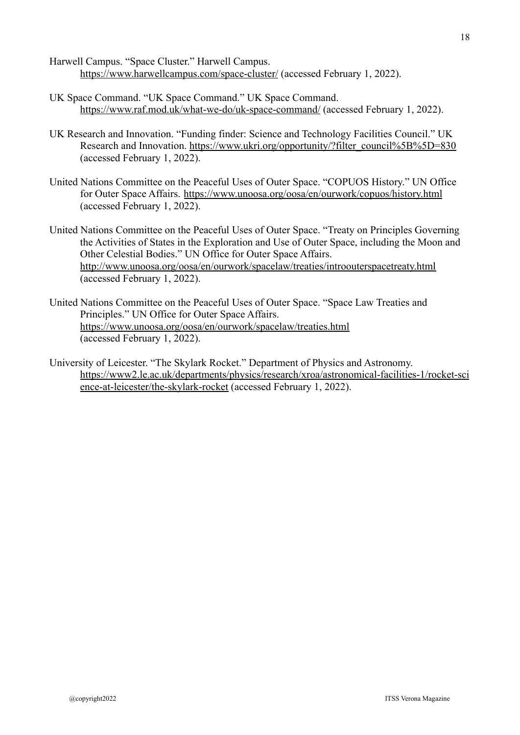Harwell Campus. "Space Cluster." Harwell Campus. https://www.harwellcampus.com/space-cluster/ (accessed February 1, 2022).

UK Space Command. "UK Space Command." UK Space Command. https://www.raf.mod.uk/what-we-do/uk-space-command/ (accessed February 1, 2022).

UK Research and Innovation. "Funding finder: Science and Technology Facilities Council." UK Research and Innovation. https://www.ukri.org/opportunity/?filter_council%5B%5D=830 (accessed February 1, 2022).

United Nations Committee on the Peaceful Uses of Outer Space. "COPUOS History." UN Office for Outer Space Affairs. https://www.unoosa.org/oosa/en/ourwork/copuos/history.html (accessed February 1, 2022).

United Nations Committee on the Peaceful Uses of Outer Space. "Treaty on Principles Governing the Activities of States in the Exploration and Use of Outer Space, including the Moon and Other Celestial Bodies." UN Office for Outer Space Affairs. http://www.unoosa.org/oosa/en/ourwork/spacelaw/treaties/introouterspacetreaty.html (accessed February 1, 2022).

United Nations Committee on the Peaceful Uses of Outer Space. "Space Law Treaties and Principles." UN Office for Outer Space Affairs. https://www.unoosa.org/oosa/en/ourwork/spacelaw/treaties.html (accessed February 1, 2022).

University of Leicester. "The Skylark Rocket." Department of Physics and Astronomy. https://www2.le.ac.uk/departments/physics/research/xroa/astronomical-facilities-1/rocket-science-at-leicester/the-skylark-rocket (accessed February 1, 2022).